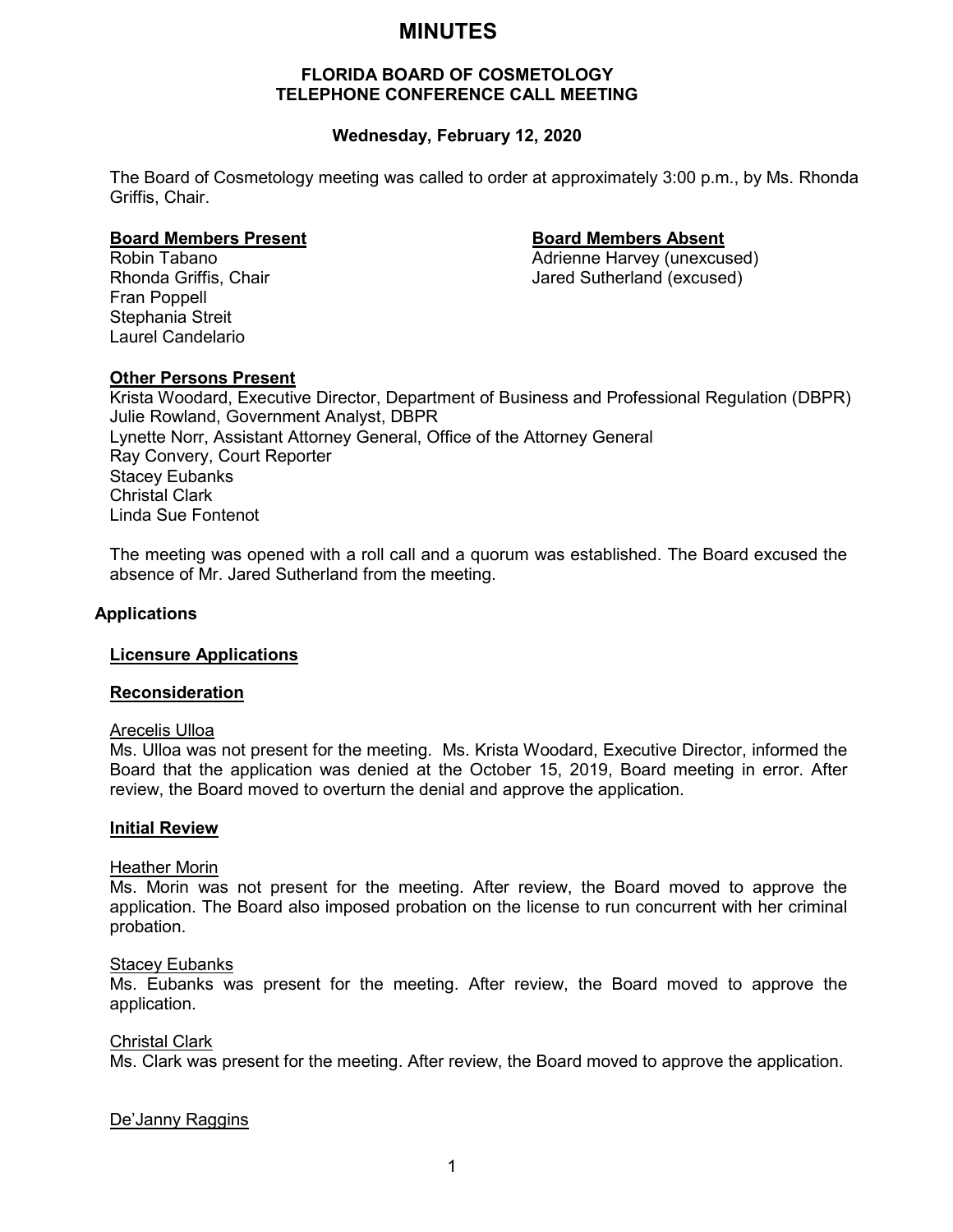# MINUTES

## FLORIDA BOARD OF COSMETOLOGY
## TELEPHONE CONFERENCE CALL MEETING

### Wednesday, February 12, 2020

The Board of Cosmetology meeting was called to order at approximately 3:00 p.m., by Ms. Rhonda Griffis, Chair.

**Board Members Present**

Robin Tabano
Rhonda Griffis, Chair
Fran Poppell
Stephania Streit
Laurel Candelario

**Board Members Absent**

Adrienne Harvey (unexcused)
Jared Sutherland (excused)

**Other Persons Present**

Krista Woodard, Executive Director, Department of Business and Professional Regulation (DBPR)
Julie Rowland, Government Analyst, DBPR
Lynette Norr, Assistant Attorney General, Office of the Attorney General
Ray Convery, Court Reporter
Stacey Eubanks
Christal Clark
Linda Sue Fontenot

The meeting was opened with a roll call and a quorum was established. The Board excused the absence of Mr. Jared Sutherland from the meeting.

## Applications

### Licensure Applications

### Reconsideration

Arecelis Ulloa

Ms. Ulloa was not present for the meeting. Ms. Krista Woodard, Executive Director, informed the Board that the application was denied at the October 15, 2019, Board meeting in error. After review, the Board moved to overturn the denial and approve the application.

### Initial Review

Heather Morin

Ms. Morin was not present for the meeting. After review, the Board moved to approve the application. The Board also imposed probation on the license to run concurrent with her criminal probation.

Stacey Eubanks

Ms. Eubanks was present for the meeting. After review, the Board moved to approve the application.

Christal Clark

Ms. Clark was present for the meeting. After review, the Board moved to approve the application.

De'Janny Raggins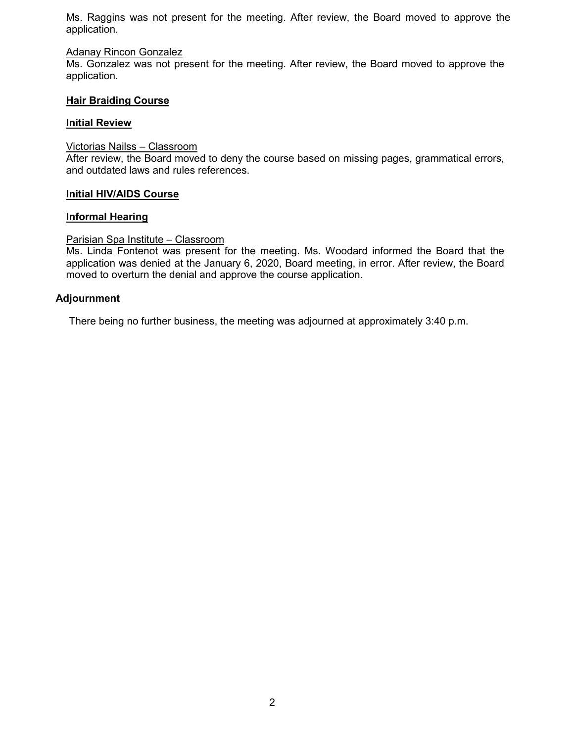Ms. Raggins was not present for the meeting. After review, the Board moved to approve the application.

<u>Adanay Rincon Gonzalez</u>
Ms. Gonzalez was not present for the meeting. After review, the Board moved to approve the application.

**<u>Hair Braiding Course</u>**

**<u>Initial Review</u>**

<u>Victorias Nailss – Classroom</u>
After review, the Board moved to deny the course based on missing pages, grammatical errors, and outdated laws and rules references.

**<u>Initial HIV/AIDS Course</u>**

**<u>Informal Hearing</u>**

<u>Parisian Spa Institute – Classroom</u>
Ms. Linda Fontenot was present for the meeting. Ms. Woodard informed the Board that the application was denied at the January 6, 2020, Board meeting, in error. After review, the Board moved to overturn the denial and approve the course application.

**Adjournment**

There being no further business, the meeting was adjourned at approximately 3:40 p.m.